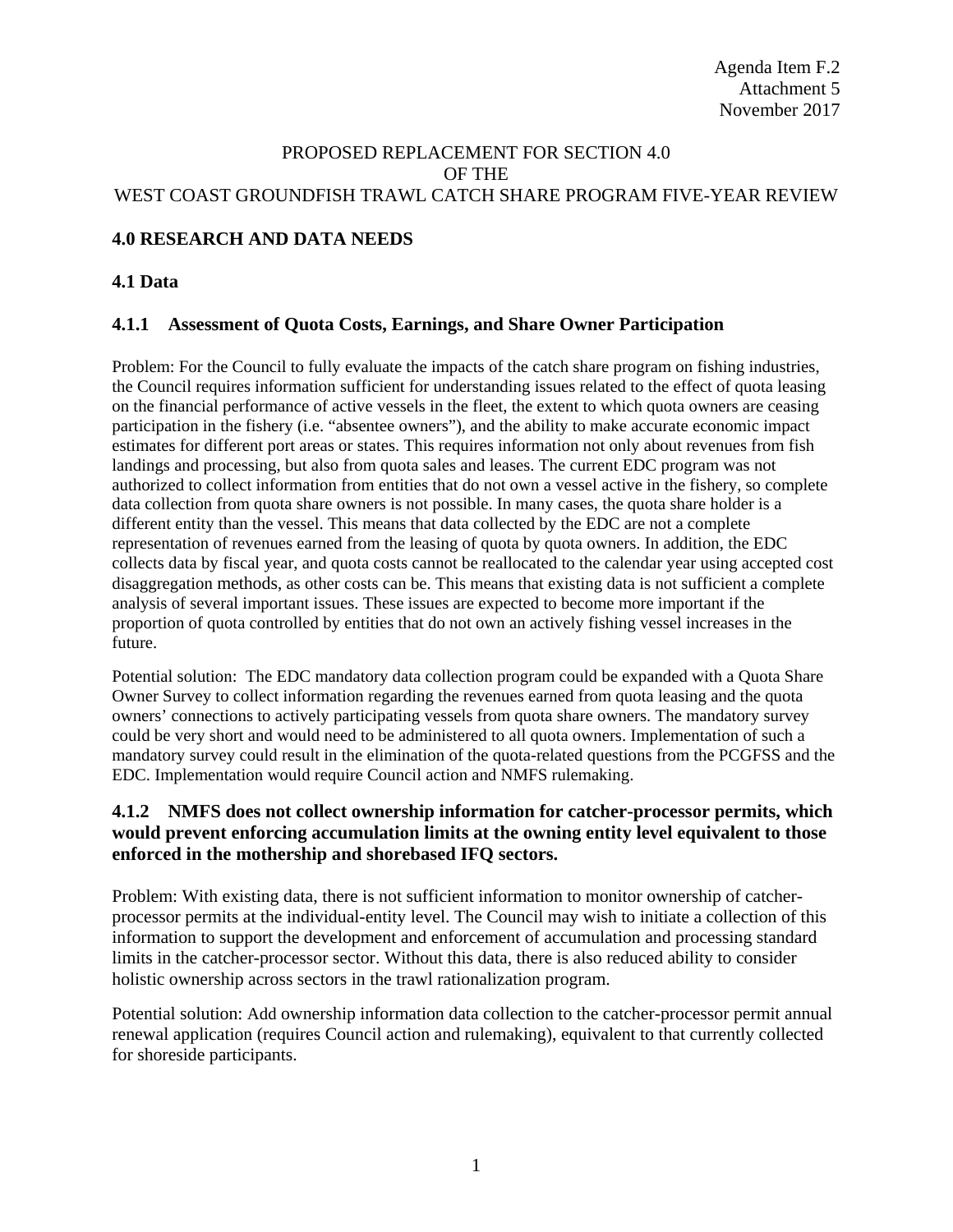Agenda Item F.2
Attachment 5
November 2017

PROPOSED REPLACEMENT FOR SECTION 4.0
OF THE
WEST COAST GROUNDFISH TRAWL CATCH SHARE PROGRAM FIVE-YEAR REVIEW

## 4.0 RESEARCH AND DATA NEEDS

### 4.1 Data

#### 4.1.1 Assessment of Quota Costs, Earnings, and Share Owner Participation

Problem: For the Council to fully evaluate the impacts of the catch share program on fishing industries, the Council requires information sufficient for understanding issues related to the effect of quota leasing on the financial performance of active vessels in the fleet, the extent to which quota owners are ceasing participation in the fishery (i.e. "absentee owners"), and the ability to make accurate economic impact estimates for different port areas or states. This requires information not only about revenues from fish landings and processing, but also from quota sales and leases. The current EDC program was not authorized to collect information from entities that do not own a vessel active in the fishery, so complete data collection from quota share owners is not possible. In many cases, the quota share holder is a different entity than the vessel. This means that data collected by the EDC are not a complete representation of revenues earned from the leasing of quota by quota owners. In addition, the EDC collects data by fiscal year, and quota costs cannot be reallocated to the calendar year using accepted cost disaggregation methods, as other costs can be. This means that existing data is not sufficient a complete analysis of several important issues. These issues are expected to become more important if the proportion of quota controlled by entities that do not own an actively fishing vessel increases in the future.

Potential solution: The EDC mandatory data collection program could be expanded with a Quota Share Owner Survey to collect information regarding the revenues earned from quota leasing and the quota owners' connections to actively participating vessels from quota share owners. The mandatory survey could be very short and would need to be administered to all quota owners. Implementation of such a mandatory survey could result in the elimination of the quota-related questions from the PCGFSS and the EDC. Implementation would require Council action and NMFS rulemaking.

#### 4.1.2 NMFS does not collect ownership information for catcher-processor permits, which would prevent enforcing accumulation limits at the owning entity level equivalent to those enforced in the mothership and shorebased IFQ sectors.

Problem: With existing data, there is not sufficient information to monitor ownership of catcher-processor permits at the individual-entity level. The Council may wish to initiate a collection of this information to support the development and enforcement of accumulation and processing standard limits in the catcher-processor sector. Without this data, there is also reduced ability to consider holistic ownership across sectors in the trawl rationalization program.

Potential solution: Add ownership information data collection to the catcher-processor permit annual renewal application (requires Council action and rulemaking), equivalent to that currently collected for shoreside participants.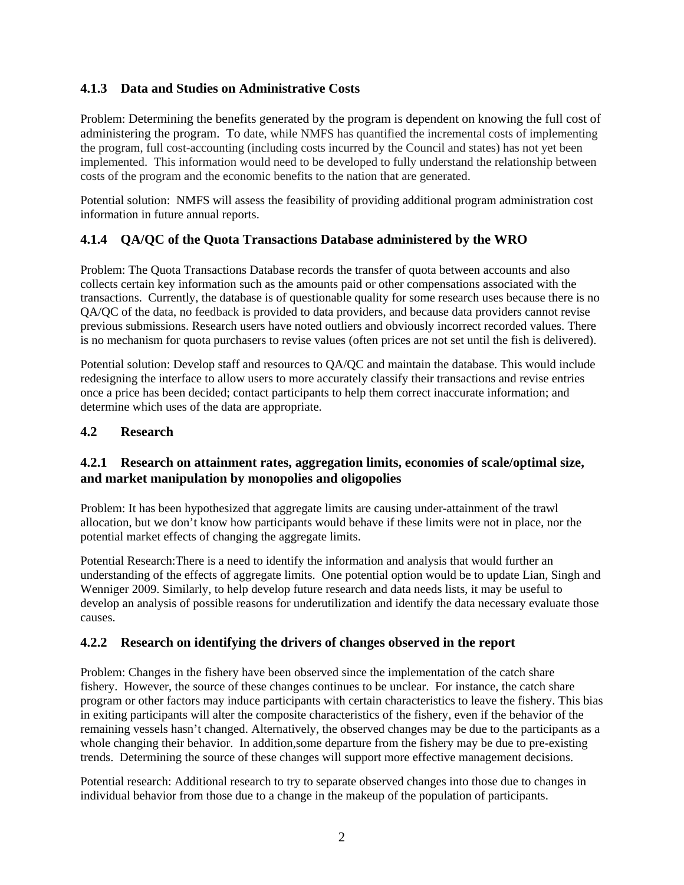### 4.1.3 Data and Studies on Administrative Costs

Problem: Determining the benefits generated by the program is dependent on knowing the full cost of administering the program. To date, while NMFS has quantified the incremental costs of implementing the program, full cost-accounting (including costs incurred by the Council and states) has not yet been implemented. This information would need to be developed to fully understand the relationship between costs of the program and the economic benefits to the nation that are generated.

Potential solution: NMFS will assess the feasibility of providing additional program administration cost information in future annual reports.

### 4.1.4 QA/QC of the Quota Transactions Database administered by the WRO

Problem: The Quota Transactions Database records the transfer of quota between accounts and also collects certain key information such as the amounts paid or other compensations associated with the transactions. Currently, the database is of questionable quality for some research uses because there is no QA/QC of the data, no feedback is provided to data providers, and because data providers cannot revise previous submissions. Research users have noted outliers and obviously incorrect recorded values. There is no mechanism for quota purchasers to revise values (often prices are not set until the fish is delivered).

Potential solution: Develop staff and resources to QA/QC and maintain the database. This would include redesigning the interface to allow users to more accurately classify their transactions and revise entries once a price has been decided; contact participants to help them correct inaccurate information; and determine which uses of the data are appropriate.

## 4.2 Research

### 4.2.1 Research on attainment rates, aggregation limits, economies of scale/optimal size, and market manipulation by monopolies and oligopolies

Problem: It has been hypothesized that aggregate limits are causing under-attainment of the trawl allocation, but we don't know how participants would behave if these limits were not in place, nor the potential market effects of changing the aggregate limits.

Potential Research:There is a need to identify the information and analysis that would further an understanding of the effects of aggregate limits. One potential option would be to update Lian, Singh and Wenniger 2009. Similarly, to help develop future research and data needs lists, it may be useful to develop an analysis of possible reasons for underutilization and identify the data necessary evaluate those causes.

### 4.2.2 Research on identifying the drivers of changes observed in the report

Problem: Changes in the fishery have been observed since the implementation of the catch share fishery. However, the source of these changes continues to be unclear. For instance, the catch share program or other factors may induce participants with certain characteristics to leave the fishery. This bias in exiting participants will alter the composite characteristics of the fishery, even if the behavior of the remaining vessels hasn't changed. Alternatively, the observed changes may be due to the participants as a whole changing their behavior. In addition,some departure from the fishery may be due to pre-existing trends. Determining the source of these changes will support more effective management decisions.

Potential research: Additional research to try to separate observed changes into those due to changes in individual behavior from those due to a change in the makeup of the population of participants.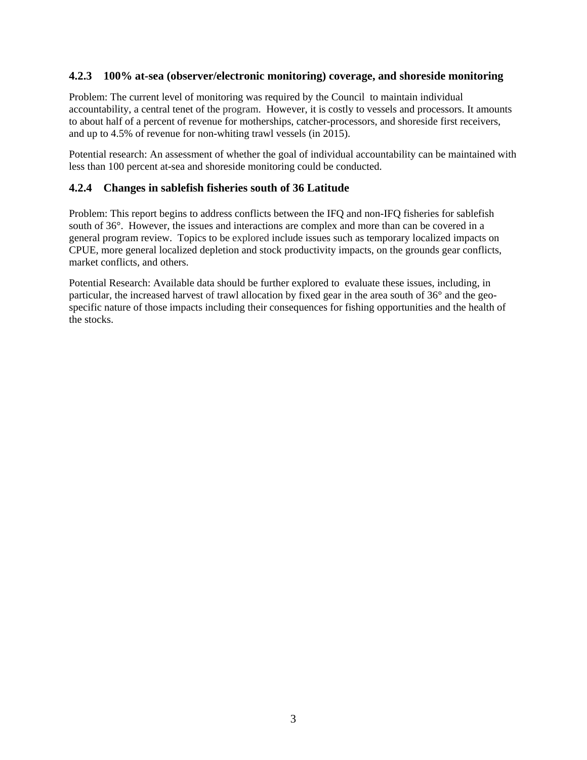### 4.2.3 100% at-sea (observer/electronic monitoring) coverage, and shoreside monitoring

Problem: The current level of monitoring was required by the Council to maintain individual accountability, a central tenet of the program. However, it is costly to vessels and processors. It amounts to about half of a percent of revenue for motherships, catcher-processors, and shoreside first receivers, and up to 4.5% of revenue for non-whiting trawl vessels (in 2015).

Potential research: An assessment of whether the goal of individual accountability can be maintained with less than 100 percent at-sea and shoreside monitoring could be conducted.

### 4.2.4 Changes in sablefish fisheries south of 36 Latitude

Problem: This report begins to address conflicts between the IFQ and non-IFQ fisheries for sablefish south of 36°. However, the issues and interactions are complex and more than can be covered in a general program review. Topics to be explored include issues such as temporary localized impacts on CPUE, more general localized depletion and stock productivity impacts, on the grounds gear conflicts, market conflicts, and others.

Potential Research: Available data should be further explored to evaluate these issues, including, in particular, the increased harvest of trawl allocation by fixed gear in the area south of 36° and the geo-specific nature of those impacts including their consequences for fishing opportunities and the health of the stocks.